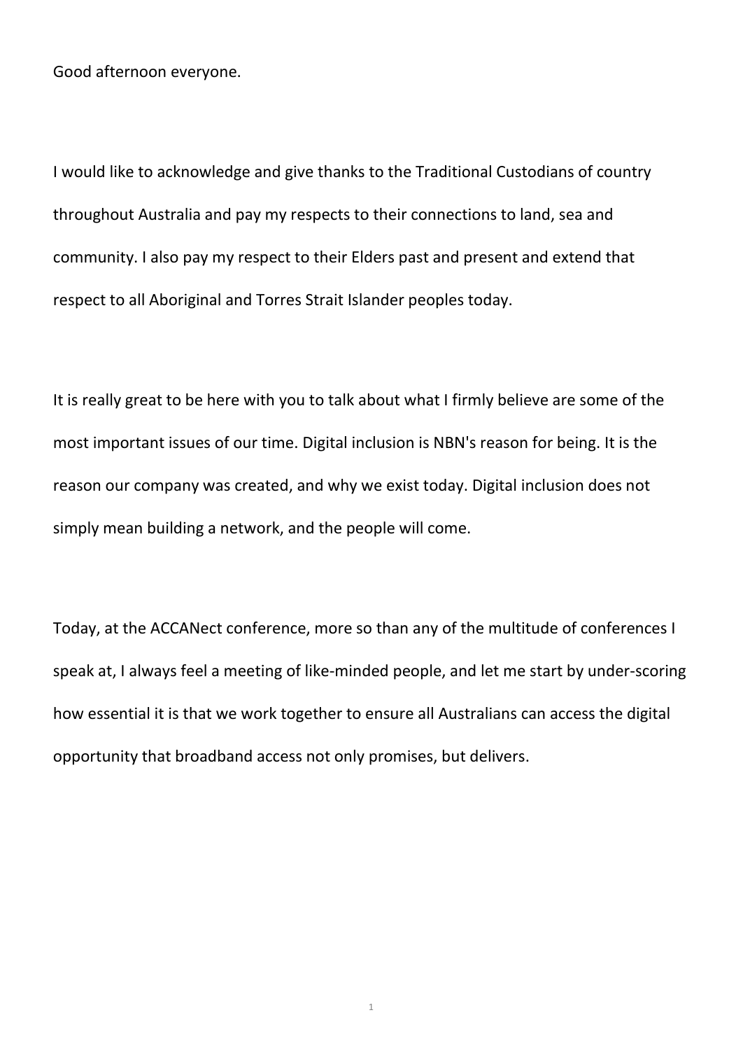Good afternoon everyone.

I would like to acknowledge and give thanks to the Traditional Custodians of country throughout Australia and pay my respects to their connections to land, sea and community. I also pay my respect to their Elders past and present and extend that respect to all Aboriginal and Torres Strait Islander peoples today.

It is really great to be here with you to talk about what I firmly believe are some of the most important issues of our time. Digital inclusion is NBN's reason for being. It is the reason our company was created, and why we exist today. Digital inclusion does not simply mean building a network, and the people will come.

Today, at the ACCANect conference, more so than any of the multitude of conferences I speak at, I always feel a meeting of like-minded people, and let me start by under-scoring how essential it is that we work together to ensure all Australians can access the digital opportunity that broadband access not only promises, but delivers.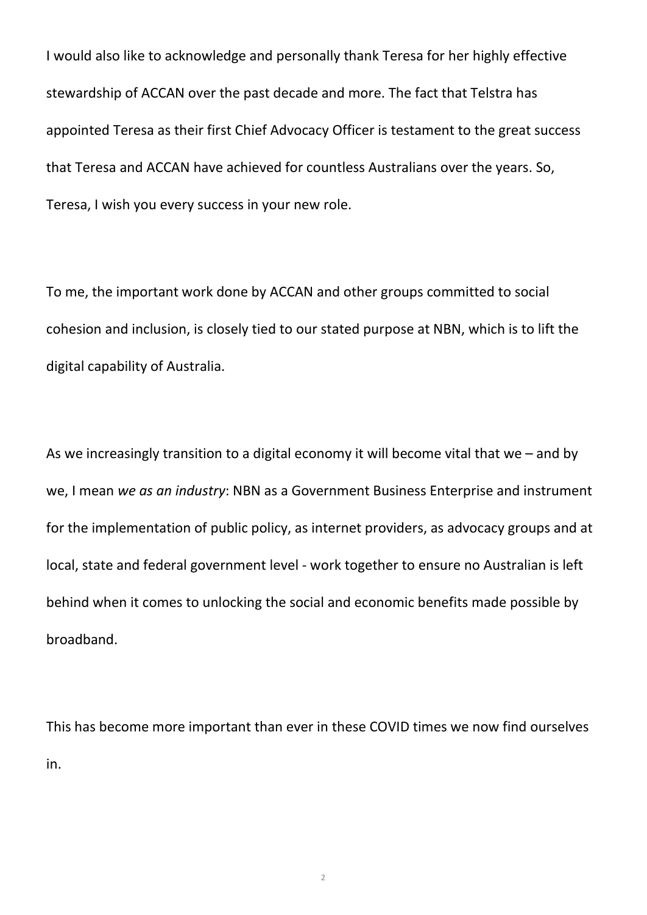I would also like to acknowledge and personally thank Teresa for her highly effective stewardship of ACCAN over the past decade and more. The fact that Telstra has appointed Teresa as their first Chief Advocacy Officer is testament to the great success that Teresa and ACCAN have achieved for countless Australians over the years. So, Teresa, I wish you every success in your new role.

To me, the important work done by ACCAN and other groups committed to social cohesion and inclusion, is closely tied to our stated purpose at NBN, which is to lift the digital capability of Australia.

As we increasingly transition to a digital economy it will become vital that we – and by we, I mean *we as an industry*: NBN as a Government Business Enterprise and instrument for the implementation of public policy, as internet providers, as advocacy groups and at local, state and federal government level - work together to ensure no Australian is left behind when it comes to unlocking the social and economic benefits made possible by broadband.

This has become more important than ever in these COVID times we now find ourselves in.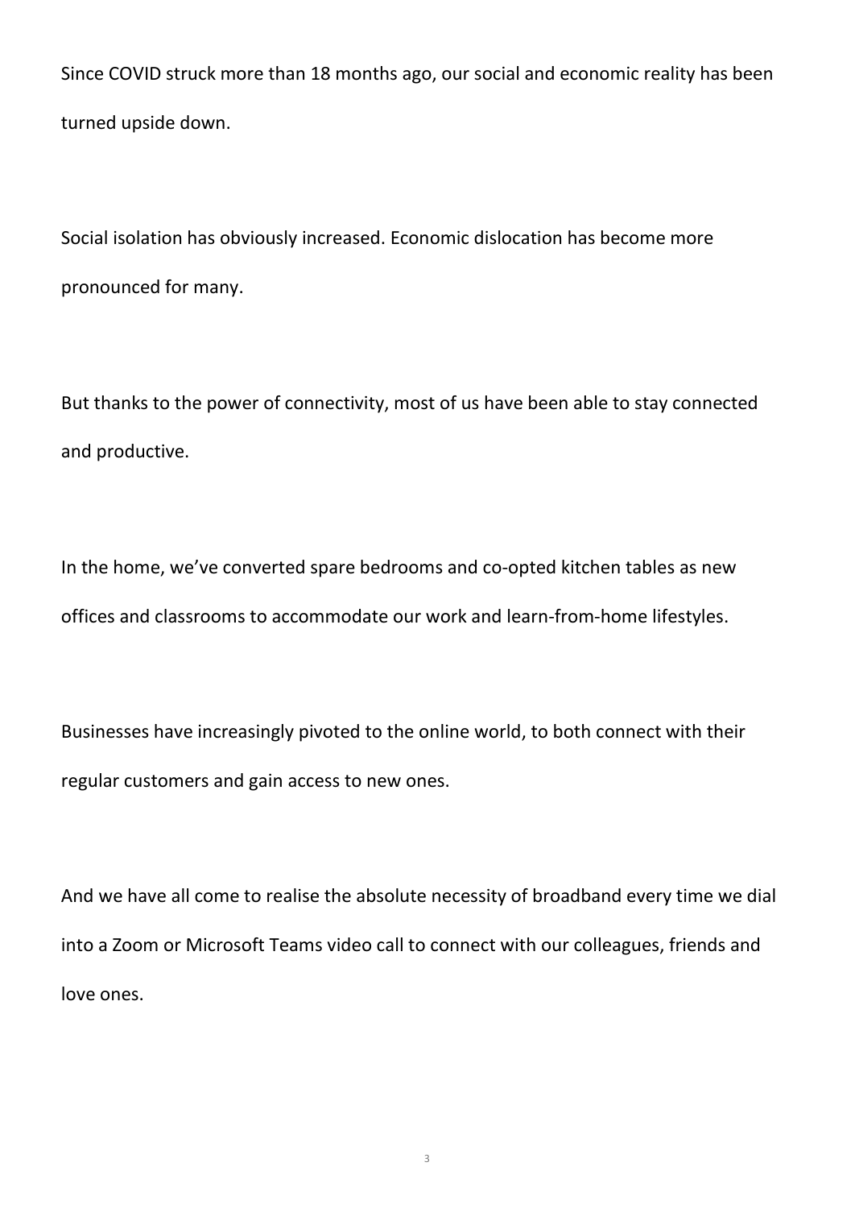Since COVID struck more than 18 months ago, our social and economic reality has been turned upside down.

Social isolation has obviously increased. Economic dislocation has become more pronounced for many.

But thanks to the power of connectivity, most of us have been able to stay connected and productive.

In the home, we've converted spare bedrooms and co-opted kitchen tables as new offices and classrooms to accommodate our work and learn-from-home lifestyles.

Businesses have increasingly pivoted to the online world, to both connect with their regular customers and gain access to new ones.

And we have all come to realise the absolute necessity of broadband every time we dial into a Zoom or Microsoft Teams video call to connect with our colleagues, friends and love ones.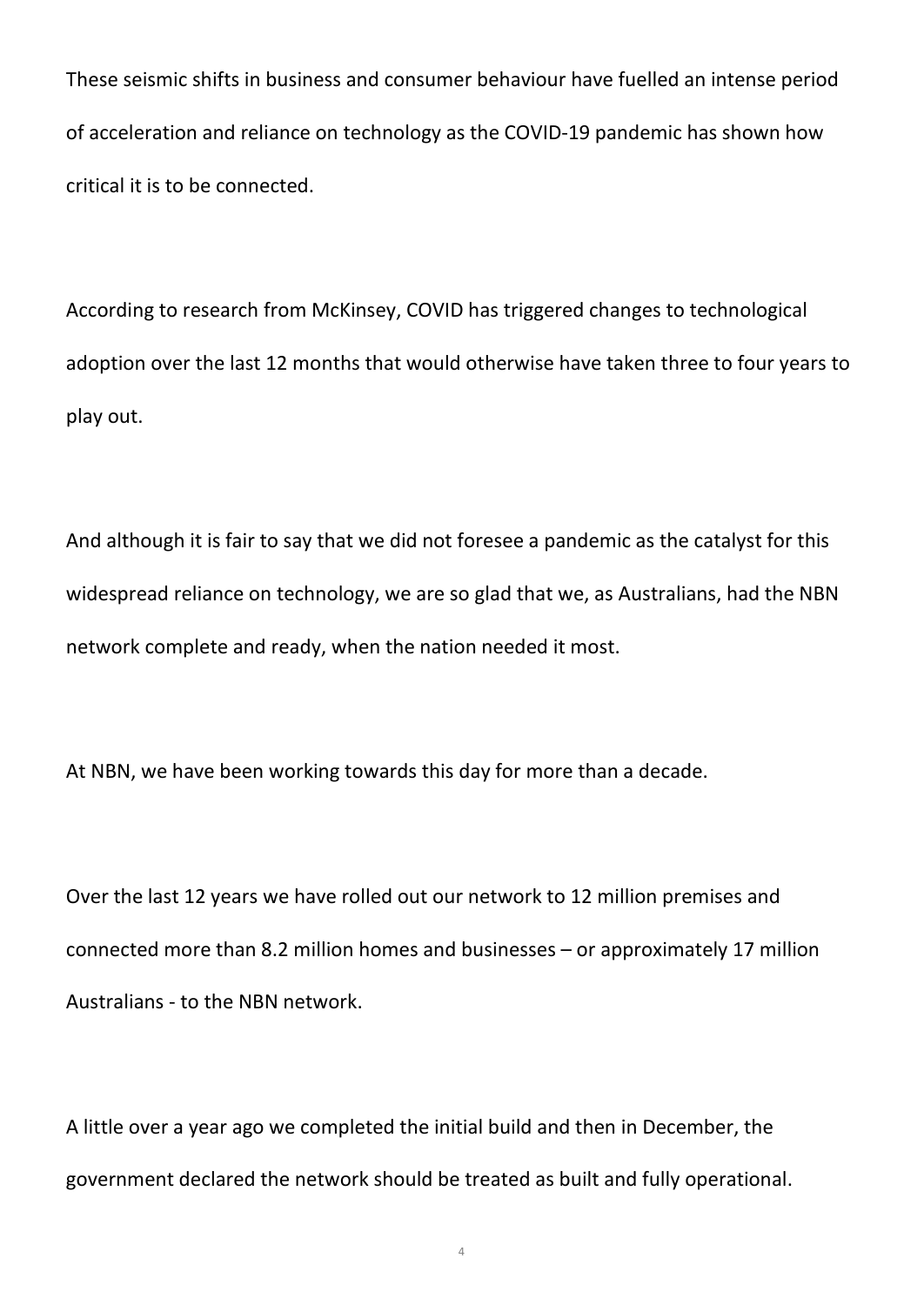These seismic shifts in business and consumer behaviour have fuelled an intense period of acceleration and reliance on technology as the COVID-19 pandemic has shown how critical it is to be connected.

According to research from McKinsey, COVID has triggered changes to technological adoption over the last 12 months that would otherwise have taken three to four years to play out.

And although it is fair to say that we did not foresee a pandemic as the catalyst for this widespread reliance on technology, we are so glad that we, as Australians, had the NBN network complete and ready, when the nation needed it most.

At NBN, we have been working towards this day for more than a decade.

Over the last 12 years we have rolled out our network to 12 million premises and connected more than 8.2 million homes and businesses – or approximately 17 million Australians - to the NBN network.

A little over a year ago we completed the initial build and then in December, the government declared the network should be treated as built and fully operational.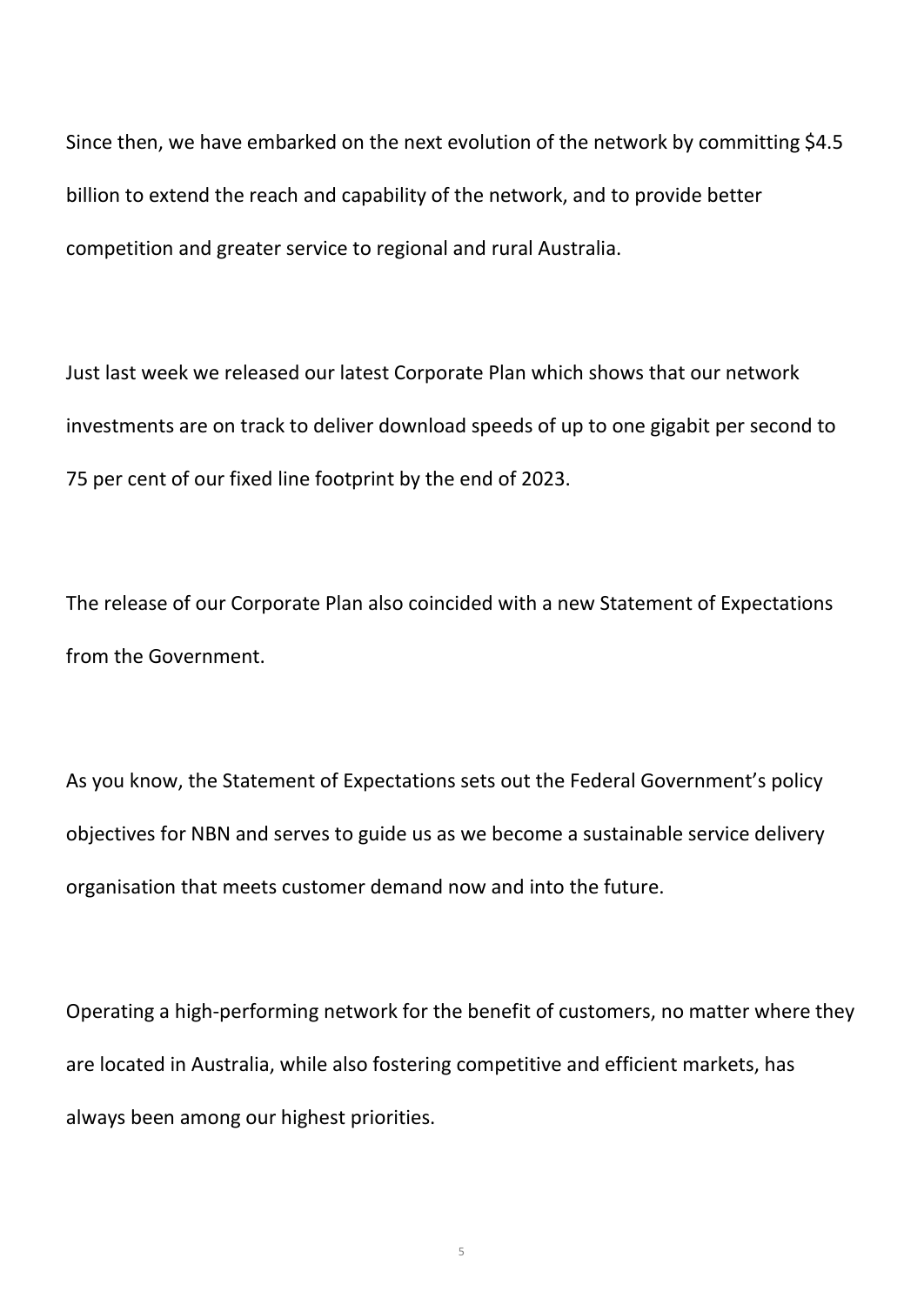Since then, we have embarked on the next evolution of the network by committing $4.5 billion to extend the reach and capability of the network, and to provide better competition and greater service to regional and rural Australia.

Just last week we released our latest Corporate Plan which shows that our network investments are on track to deliver download speeds of up to one gigabit per second to 75 per cent of our fixed line footprint by the end of 2023.

The release of our Corporate Plan also coincided with a new Statement of Expectations from the Government.

As you know, the Statement of Expectations sets out the Federal Government's policy objectives for NBN and serves to guide us as we become a sustainable service delivery organisation that meets customer demand now and into the future.

Operating a high-performing network for the benefit of customers, no matter where they are located in Australia, while also fostering competitive and efficient markets, has always been among our highest priorities.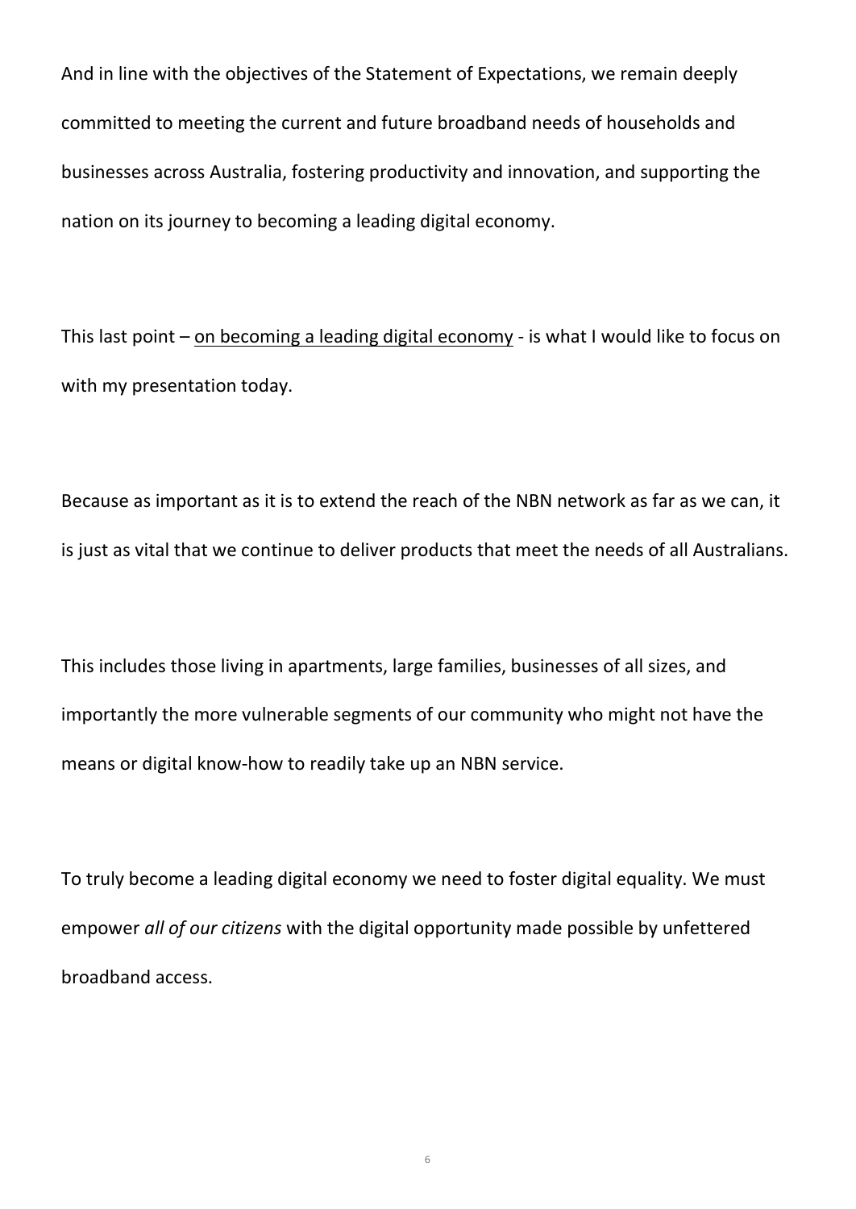And in line with the objectives of the Statement of Expectations, we remain deeply committed to meeting the current and future broadband needs of households and businesses across Australia, fostering productivity and innovation, and supporting the nation on its journey to becoming a leading digital economy.

This last point – <u>on becoming a leading digital economy</u> - is what I would like to focus on with my presentation today.

Because as important as it is to extend the reach of the NBN network as far as we can, it is just as vital that we continue to deliver products that meet the needs of all Australians.

This includes those living in apartments, large families, businesses of all sizes, and importantly the more vulnerable segments of our community who might not have the means or digital know-how to readily take up an NBN service.

To truly become a leading digital economy we need to foster digital equality. We must empower *all of our citizens* with the digital opportunity made possible by unfettered broadband access.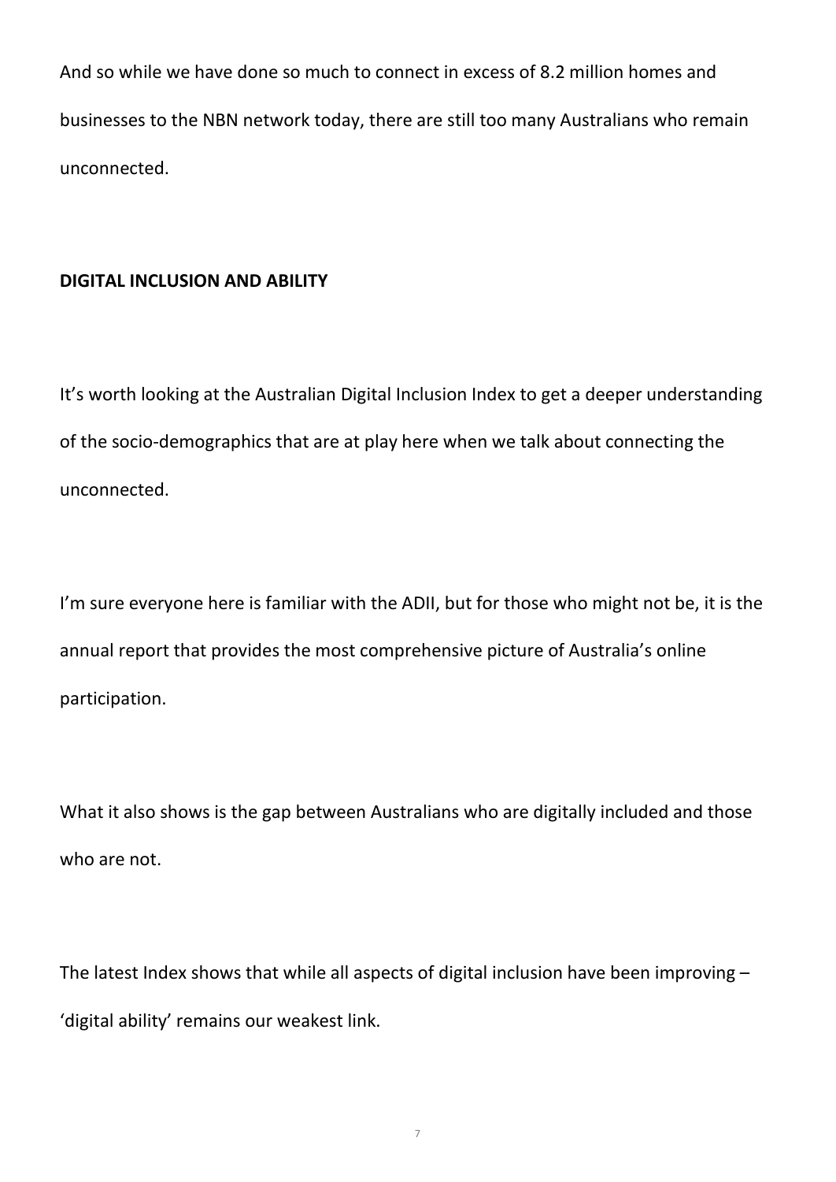And so while we have done so much to connect in excess of 8.2 million homes and businesses to the NBN network today, there are still too many Australians who remain unconnected.

**DIGITAL INCLUSION AND ABILITY**

It's worth looking at the Australian Digital Inclusion Index to get a deeper understanding of the socio-demographics that are at play here when we talk about connecting the unconnected.

I'm sure everyone here is familiar with the ADII, but for those who might not be, it is the annual report that provides the most comprehensive picture of Australia's online participation.

What it also shows is the gap between Australians who are digitally included and those who are not.

The latest Index shows that while all aspects of digital inclusion have been improving – 'digital ability' remains our weakest link.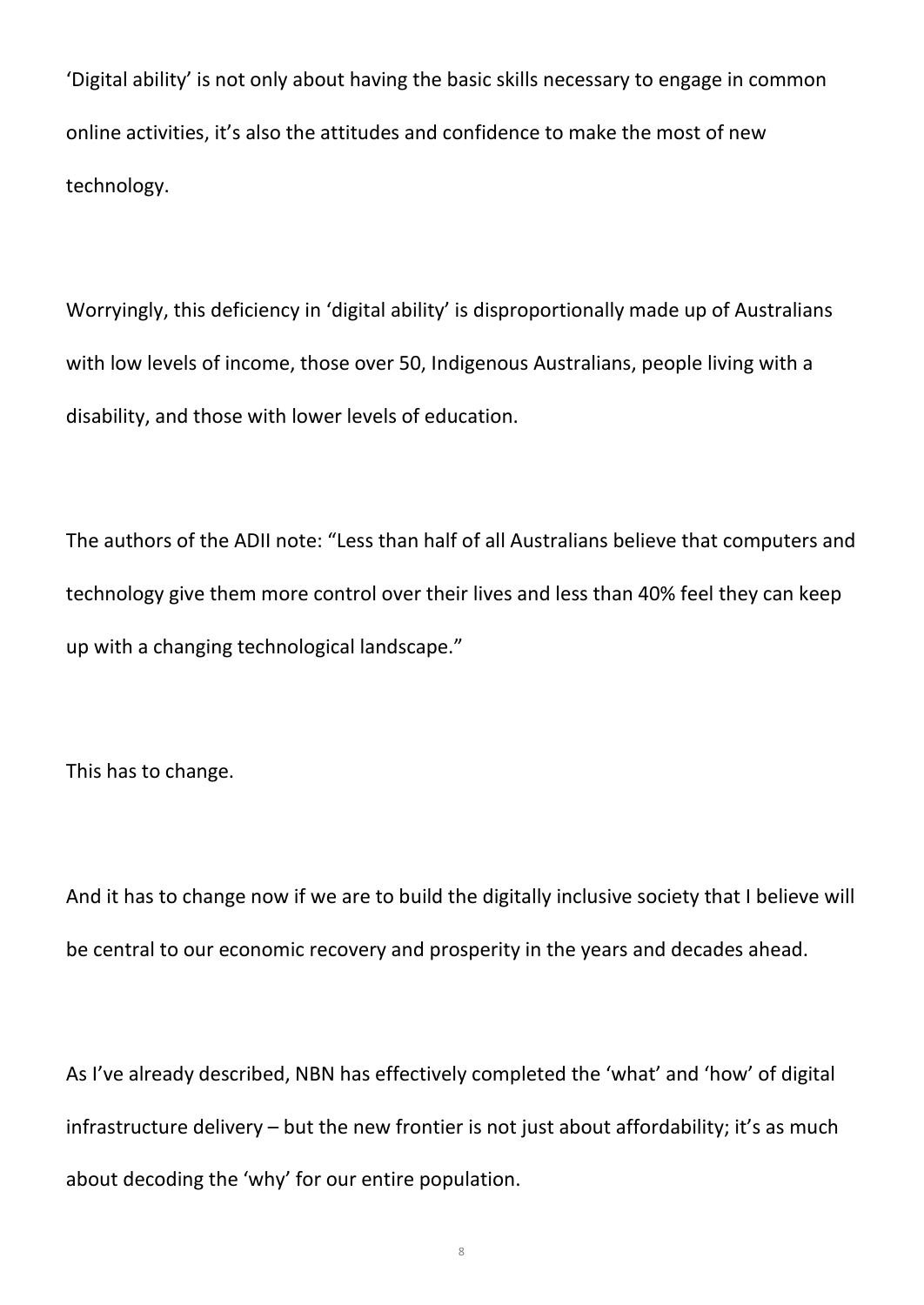'Digital ability' is not only about having the basic skills necessary to engage in common online activities, it's also the attitudes and confidence to make the most of new technology.

Worryingly, this deficiency in 'digital ability' is disproportionally made up of Australians with low levels of income, those over 50, Indigenous Australians, people living with a disability, and those with lower levels of education.

The authors of the ADII note: "Less than half of all Australians believe that computers and technology give them more control over their lives and less than 40% feel they can keep up with a changing technological landscape."

This has to change.

And it has to change now if we are to build the digitally inclusive society that I believe will be central to our economic recovery and prosperity in the years and decades ahead.

As I've already described, NBN has effectively completed the 'what' and 'how' of digital infrastructure delivery – but the new frontier is not just about affordability; it's as much about decoding the 'why' for our entire population.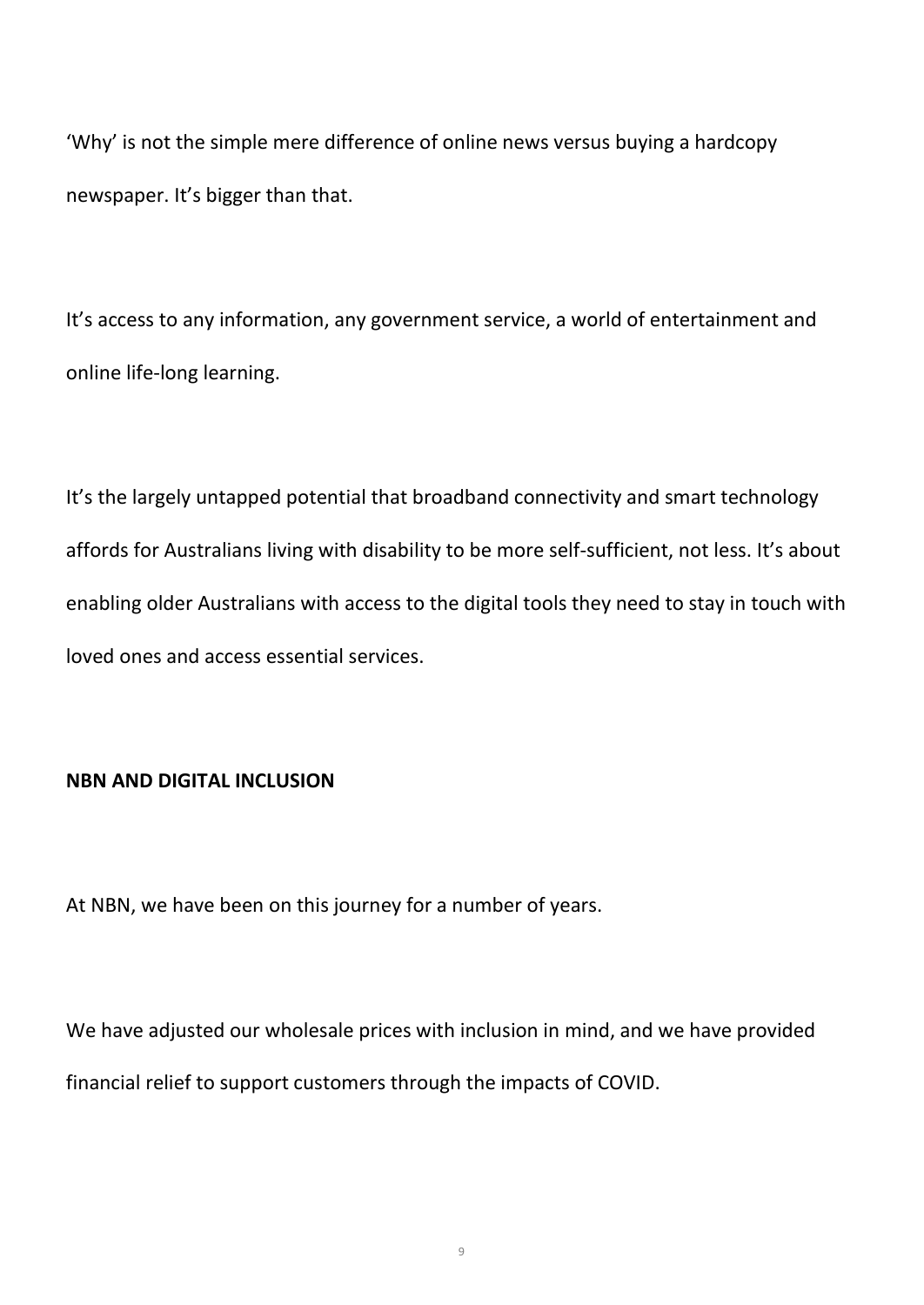'Why' is not the simple mere difference of online news versus buying a hardcopy newspaper. It's bigger than that.

It's access to any information, any government service, a world of entertainment and online life-long learning.

It's the largely untapped potential that broadband connectivity and smart technology affords for Australians living with disability to be more self-sufficient, not less. It's about enabling older Australians with access to the digital tools they need to stay in touch with loved ones and access essential services.

**NBN AND DIGITAL INCLUSION**

At NBN, we have been on this journey for a number of years.

We have adjusted our wholesale prices with inclusion in mind, and we have provided financial relief to support customers through the impacts of COVID.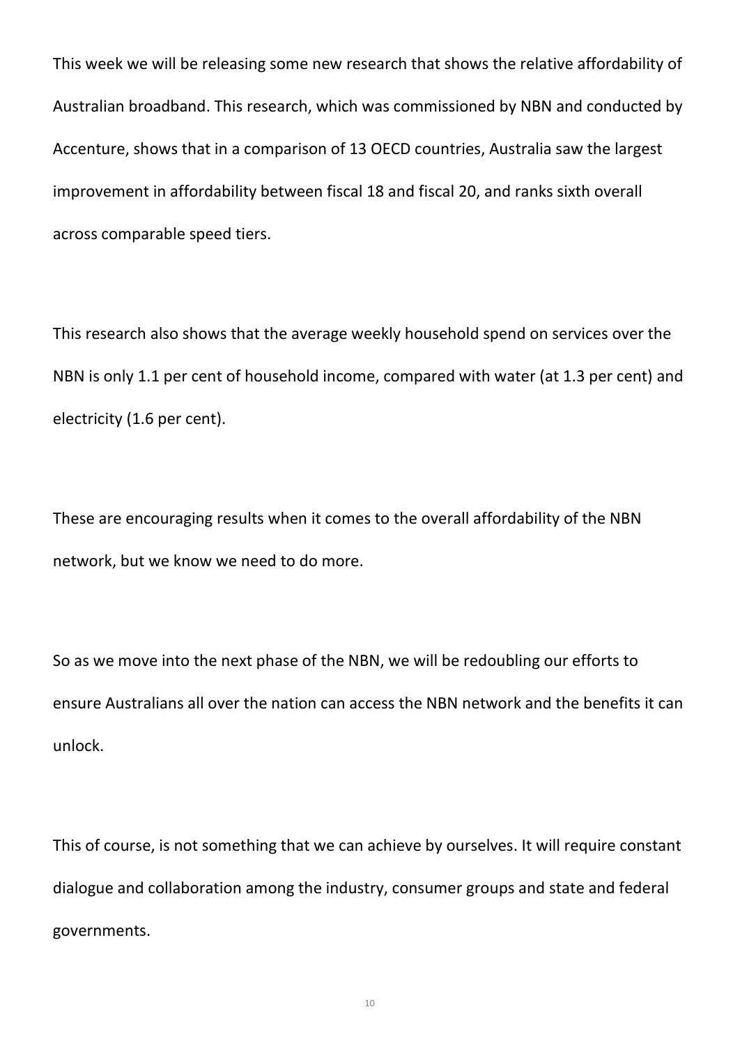This week we will be releasing some new research that shows the relative affordability of Australian broadband. This research, which was commissioned by NBN and conducted by Accenture, shows that in a comparison of 13 OECD countries, Australia saw the largest improvement in affordability between fiscal 18 and fiscal 20, and ranks sixth overall across comparable speed tiers.

This research also shows that the average weekly household spend on services over the NBN is only 1.1 per cent of household income, compared with water (at 1.3 per cent) and electricity (1.6 per cent).

These are encouraging results when it comes to the overall affordability of the NBN network, but we know we need to do more.

So as we move into the next phase of the NBN, we will be redoubling our efforts to ensure Australians all over the nation can access the NBN network and the benefits it can unlock.

This of course, is not something that we can achieve by ourselves. It will require constant dialogue and collaboration among the industry, consumer groups and state and federal governments.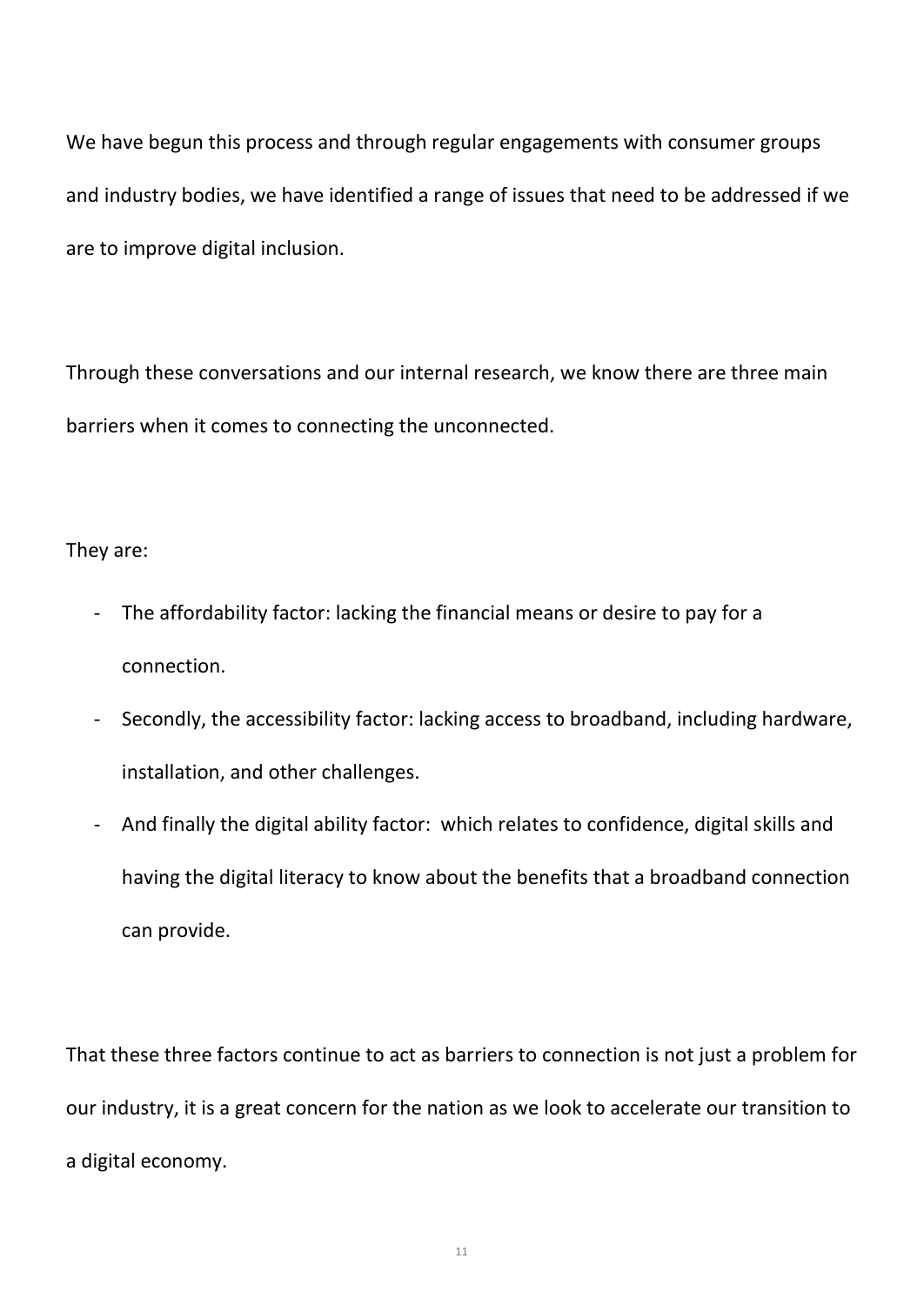We have begun this process and through regular engagements with consumer groups and industry bodies, we have identified a range of issues that need to be addressed if we are to improve digital inclusion.

Through these conversations and our internal research, we know there are three main barriers when it comes to connecting the unconnected.

They are:

- The affordability factor: lacking the financial means or desire to pay for a connection.
- Secondly, the accessibility factor: lacking access to broadband, including hardware, installation, and other challenges.
- And finally the digital ability factor: which relates to confidence, digital skills and having the digital literacy to know about the benefits that a broadband connection can provide.

That these three factors continue to act as barriers to connection is not just a problem for our industry, it is a great concern for the nation as we look to accelerate our transition to a digital economy.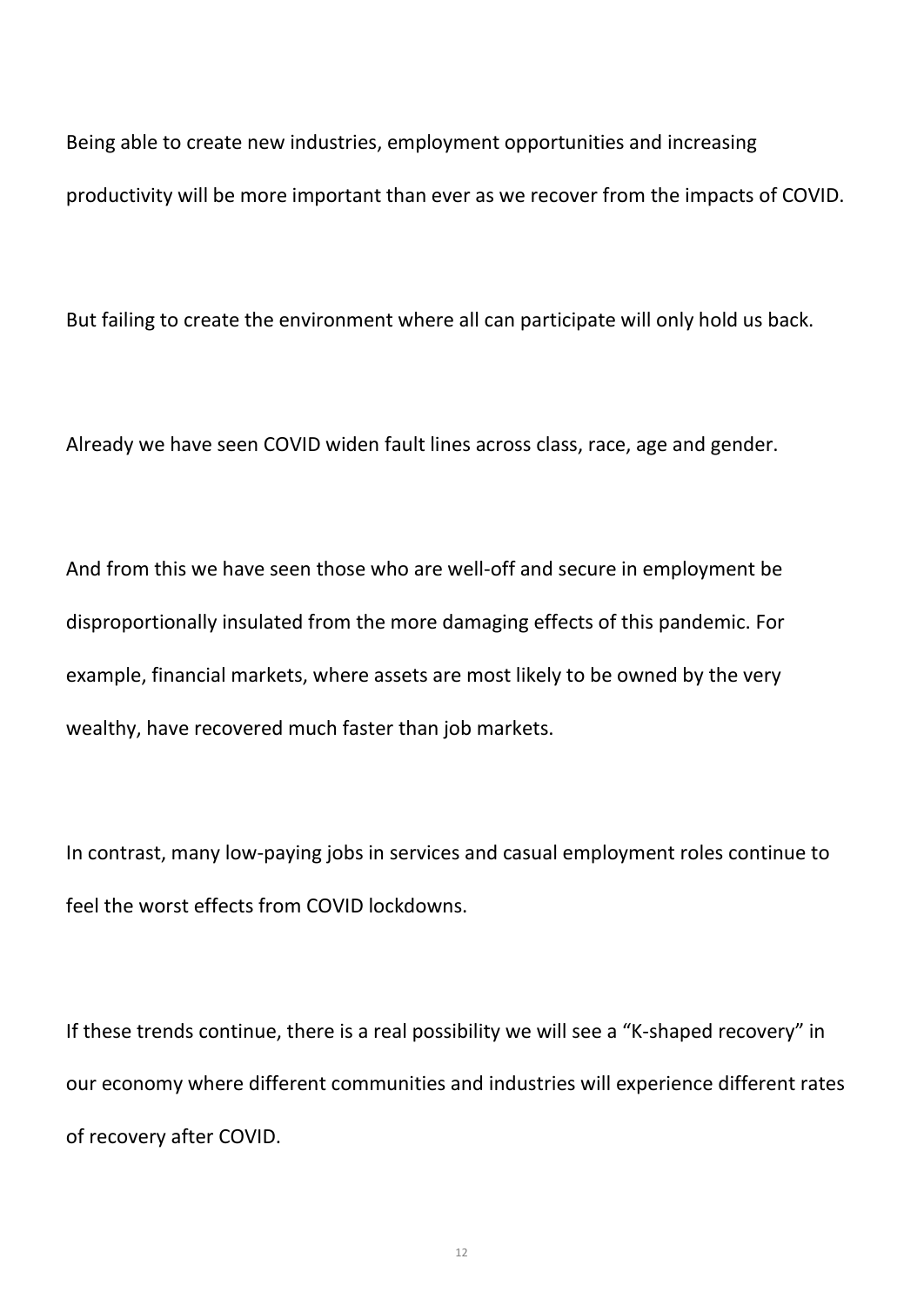Being able to create new industries, employment opportunities and increasing productivity will be more important than ever as we recover from the impacts of COVID.

But failing to create the environment where all can participate will only hold us back.

Already we have seen COVID widen fault lines across class, race, age and gender.

And from this we have seen those who are well-off and secure in employment be disproportionally insulated from the more damaging effects of this pandemic. For example, financial markets, where assets are most likely to be owned by the very wealthy, have recovered much faster than job markets.

In contrast, many low-paying jobs in services and casual employment roles continue to feel the worst effects from COVID lockdowns.

If these trends continue, there is a real possibility we will see a "K-shaped recovery" in our economy where different communities and industries will experience different rates of recovery after COVID.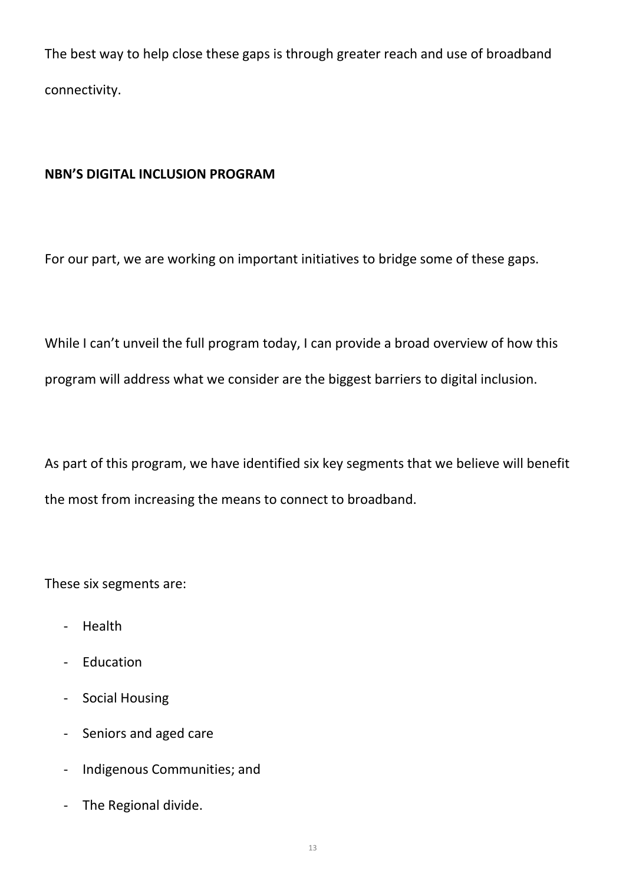The best way to help close these gaps is through greater reach and use of broadband connectivity.

**NBN'S DIGITAL INCLUSION PROGRAM**

For our part, we are working on important initiatives to bridge some of these gaps.

While I can't unveil the full program today, I can provide a broad overview of how this program will address what we consider are the biggest barriers to digital inclusion.

As part of this program, we have identified six key segments that we believe will benefit the most from increasing the means to connect to broadband.

These six segments are:

- Health
- Education
- Social Housing
- Seniors and aged care
- Indigenous Communities; and
- The Regional divide.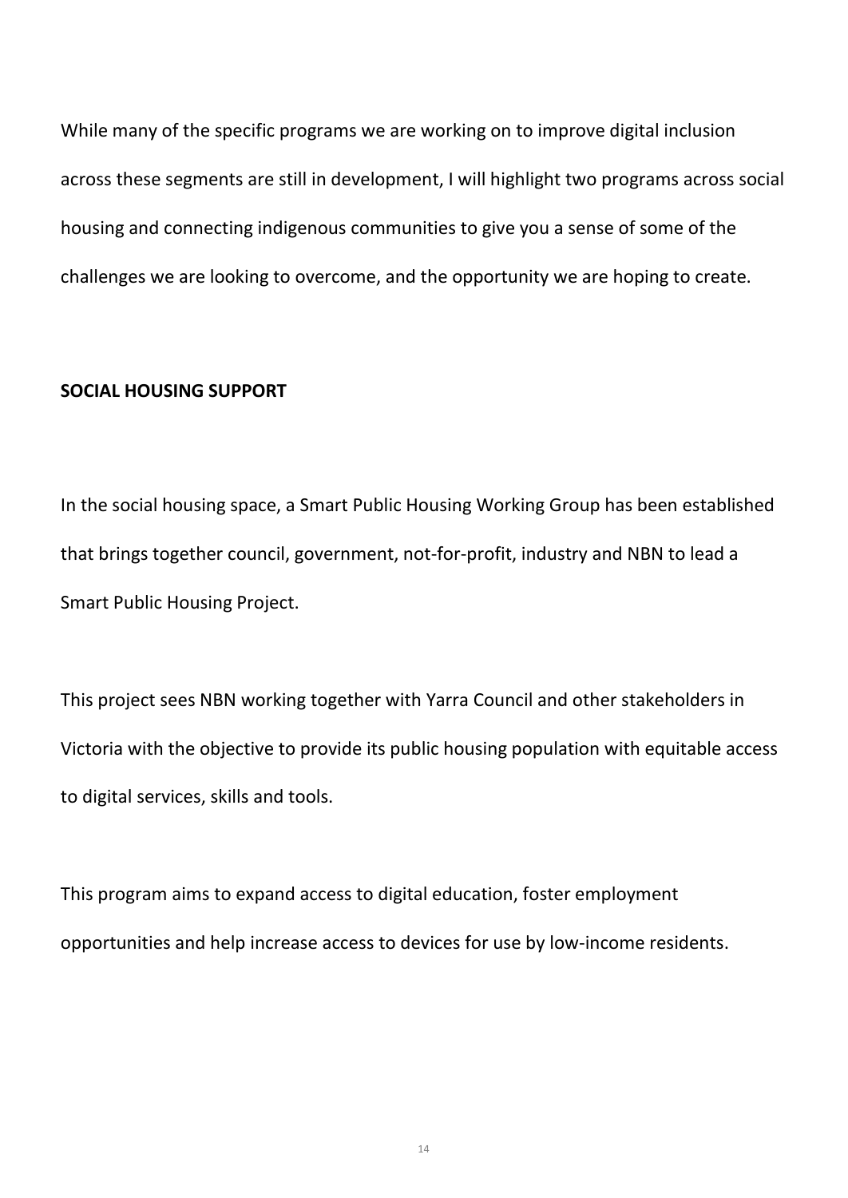While many of the specific programs we are working on to improve digital inclusion across these segments are still in development, I will highlight two programs across social housing and connecting indigenous communities to give you a sense of some of the challenges we are looking to overcome, and the opportunity we are hoping to create.

**SOCIAL HOUSING SUPPORT**

In the social housing space, a Smart Public Housing Working Group has been established that brings together council, government, not-for-profit, industry and NBN to lead a Smart Public Housing Project.

This project sees NBN working together with Yarra Council and other stakeholders in Victoria with the objective to provide its public housing population with equitable access to digital services, skills and tools.

This program aims to expand access to digital education, foster employment opportunities and help increase access to devices for use by low-income residents.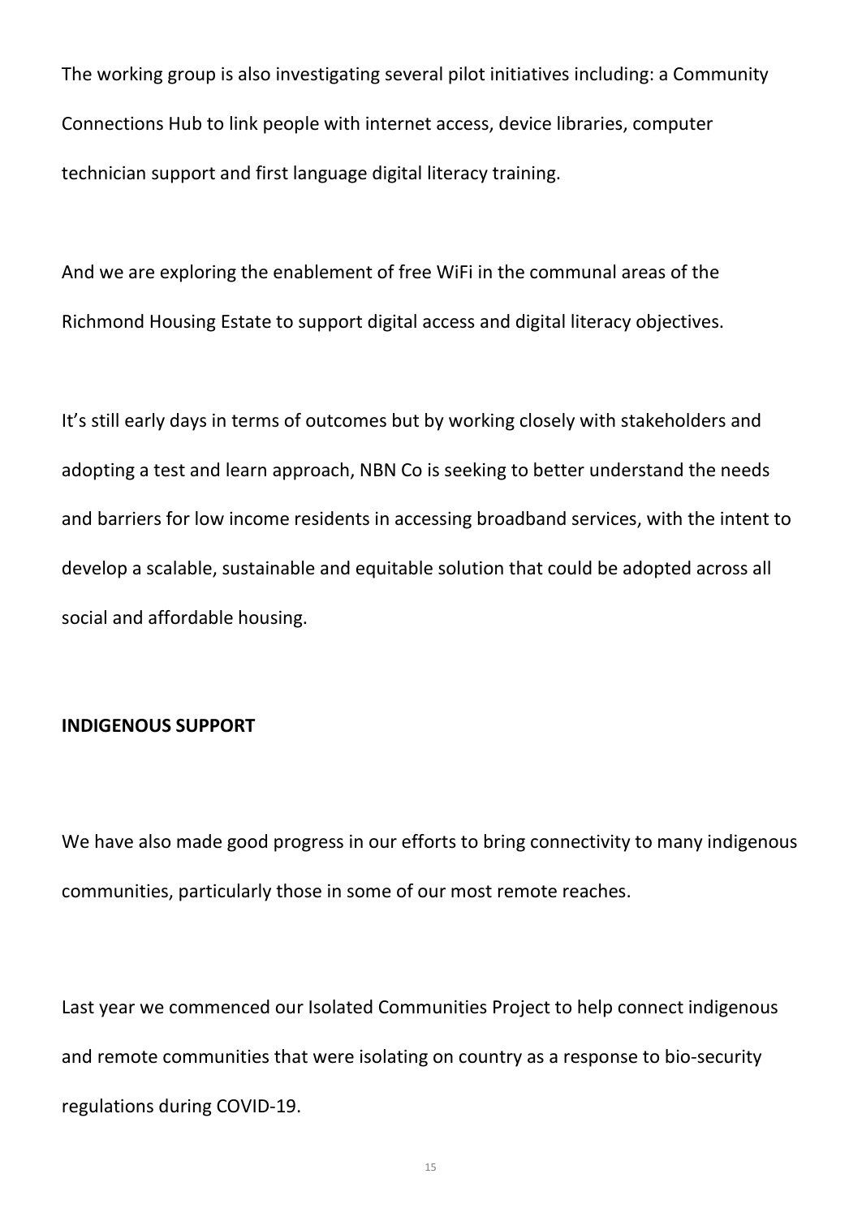The working group is also investigating several pilot initiatives including: a Community Connections Hub to link people with internet access, device libraries, computer technician support and first language digital literacy training.

And we are exploring the enablement of free WiFi in the communal areas of the Richmond Housing Estate to support digital access and digital literacy objectives.

It's still early days in terms of outcomes but by working closely with stakeholders and adopting a test and learn approach, NBN Co is seeking to better understand the needs and barriers for low income residents in accessing broadband services, with the intent to develop a scalable, sustainable and equitable solution that could be adopted across all social and affordable housing.

**INDIGENOUS SUPPORT**

We have also made good progress in our efforts to bring connectivity to many indigenous communities, particularly those in some of our most remote reaches.

Last year we commenced our Isolated Communities Project to help connect indigenous and remote communities that were isolating on country as a response to bio-security regulations during COVID-19.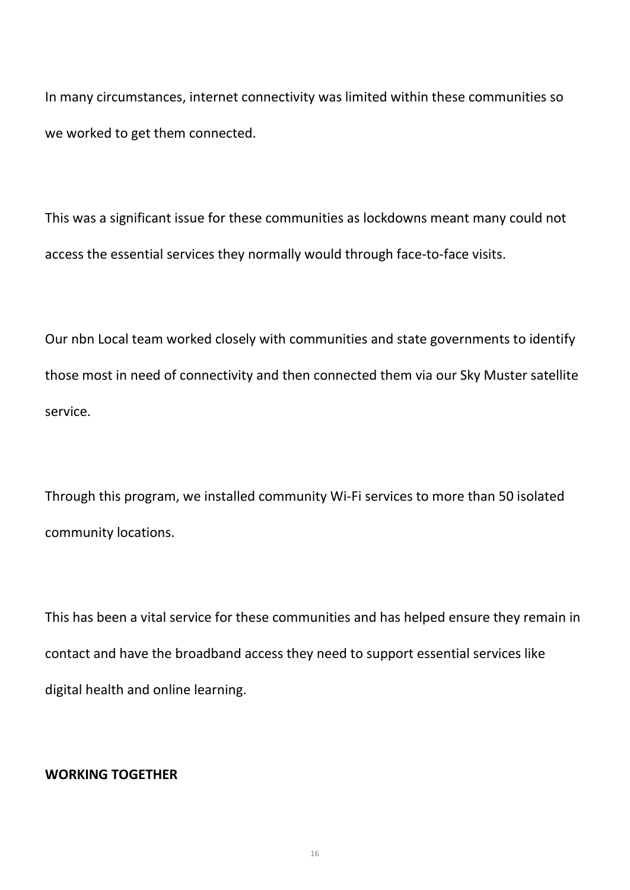In many circumstances, internet connectivity was limited within these communities so we worked to get them connected.

This was a significant issue for these communities as lockdowns meant many could not access the essential services they normally would through face-to-face visits.

Our nbn Local team worked closely with communities and state governments to identify those most in need of connectivity and then connected them via our Sky Muster satellite service.

Through this program, we installed community Wi-Fi services to more than 50 isolated community locations.

This has been a vital service for these communities and has helped ensure they remain in contact and have the broadband access they need to support essential services like digital health and online learning.

**WORKING TOGETHER**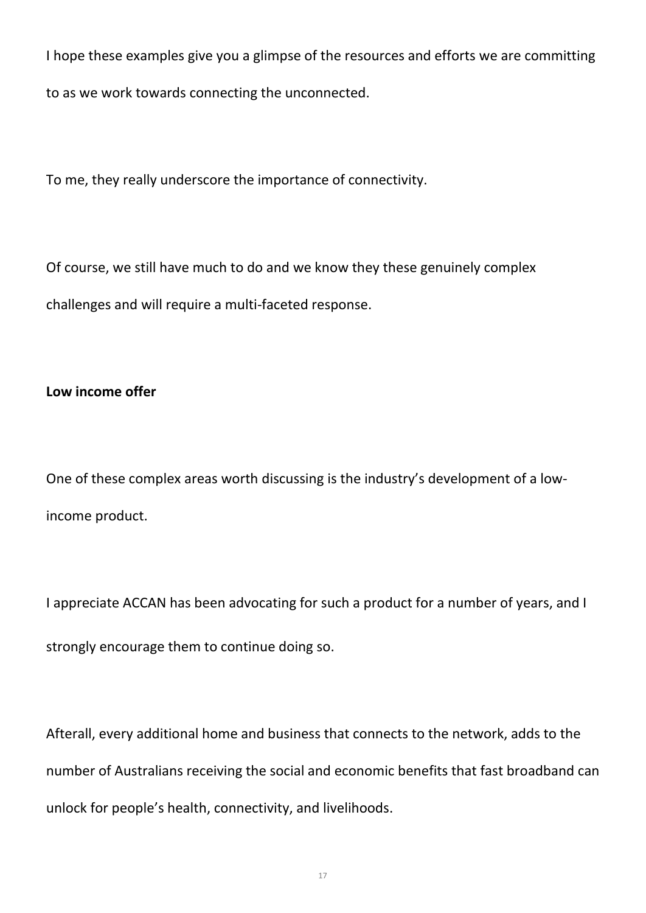I hope these examples give you a glimpse of the resources and efforts we are committing to as we work towards connecting the unconnected.

To me, they really underscore the importance of connectivity.

Of course, we still have much to do and we know they these genuinely complex challenges and will require a multi-faceted response.

**Low income offer**

One of these complex areas worth discussing is the industry's development of a low-income product.

I appreciate ACCAN has been advocating for such a product for a number of years, and I strongly encourage them to continue doing so.

Afterall, every additional home and business that connects to the network, adds to the number of Australians receiving the social and economic benefits that fast broadband can unlock for people's health, connectivity, and livelihoods.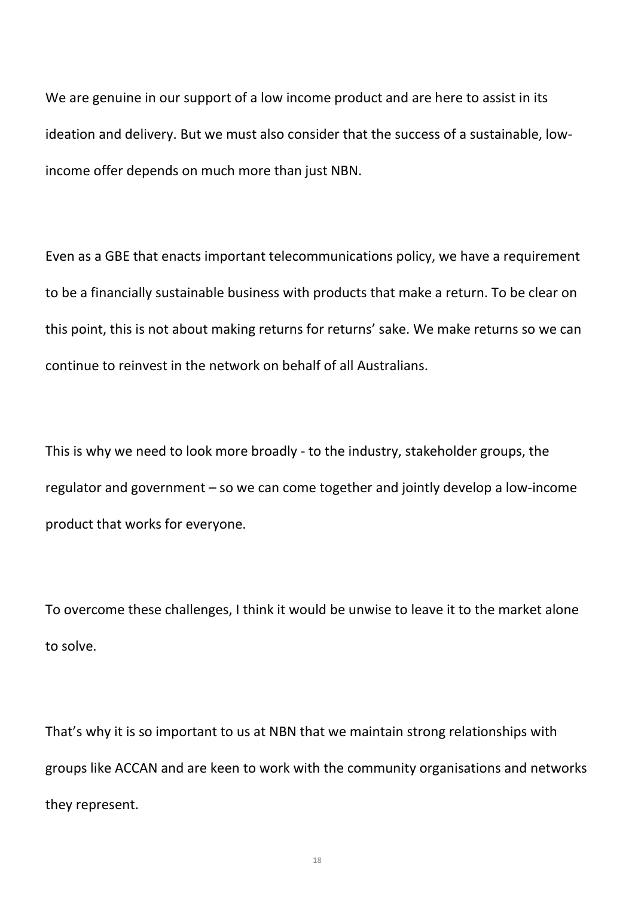We are genuine in our support of a low income product and are here to assist in its ideation and delivery. But we must also consider that the success of a sustainable, low-income offer depends on much more than just NBN.

Even as a GBE that enacts important telecommunications policy, we have a requirement to be a financially sustainable business with products that make a return. To be clear on this point, this is not about making returns for returns' sake. We make returns so we can continue to reinvest in the network on behalf of all Australians.

This is why we need to look more broadly - to the industry, stakeholder groups, the regulator and government – so we can come together and jointly develop a low-income product that works for everyone.

To overcome these challenges, I think it would be unwise to leave it to the market alone to solve.

That's why it is so important to us at NBN that we maintain strong relationships with groups like ACCAN and are keen to work with the community organisations and networks they represent.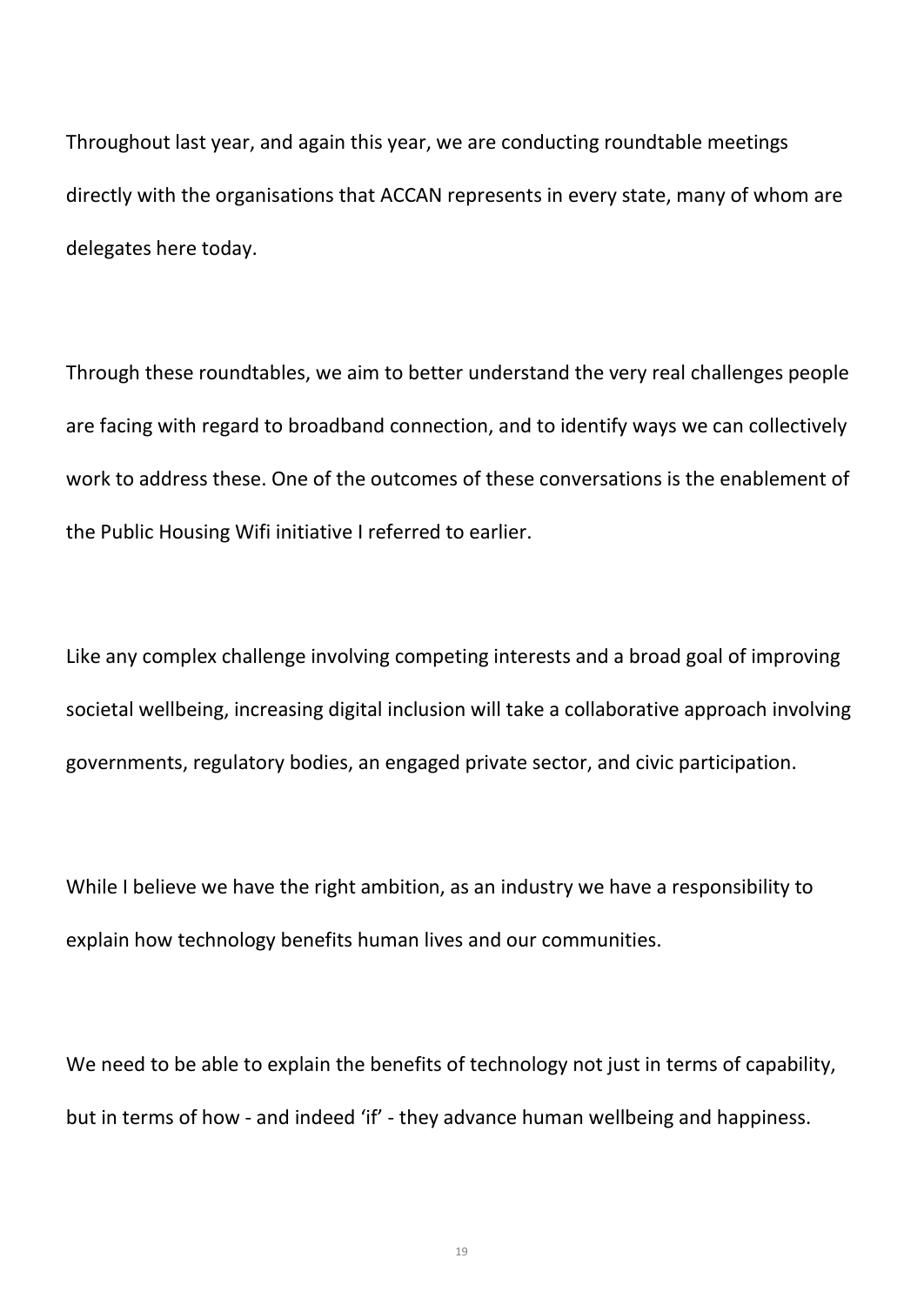Throughout last year, and again this year, we are conducting roundtable meetings directly with the organisations that ACCAN represents in every state, many of whom are delegates here today.

Through these roundtables, we aim to better understand the very real challenges people are facing with regard to broadband connection, and to identify ways we can collectively work to address these. One of the outcomes of these conversations is the enablement of the Public Housing Wifi initiative I referred to earlier.

Like any complex challenge involving competing interests and a broad goal of improving societal wellbeing, increasing digital inclusion will take a collaborative approach involving governments, regulatory bodies, an engaged private sector, and civic participation.

While I believe we have the right ambition, as an industry we have a responsibility to explain how technology benefits human lives and our communities.

We need to be able to explain the benefits of technology not just in terms of capability, but in terms of how - and indeed 'if' - they advance human wellbeing and happiness.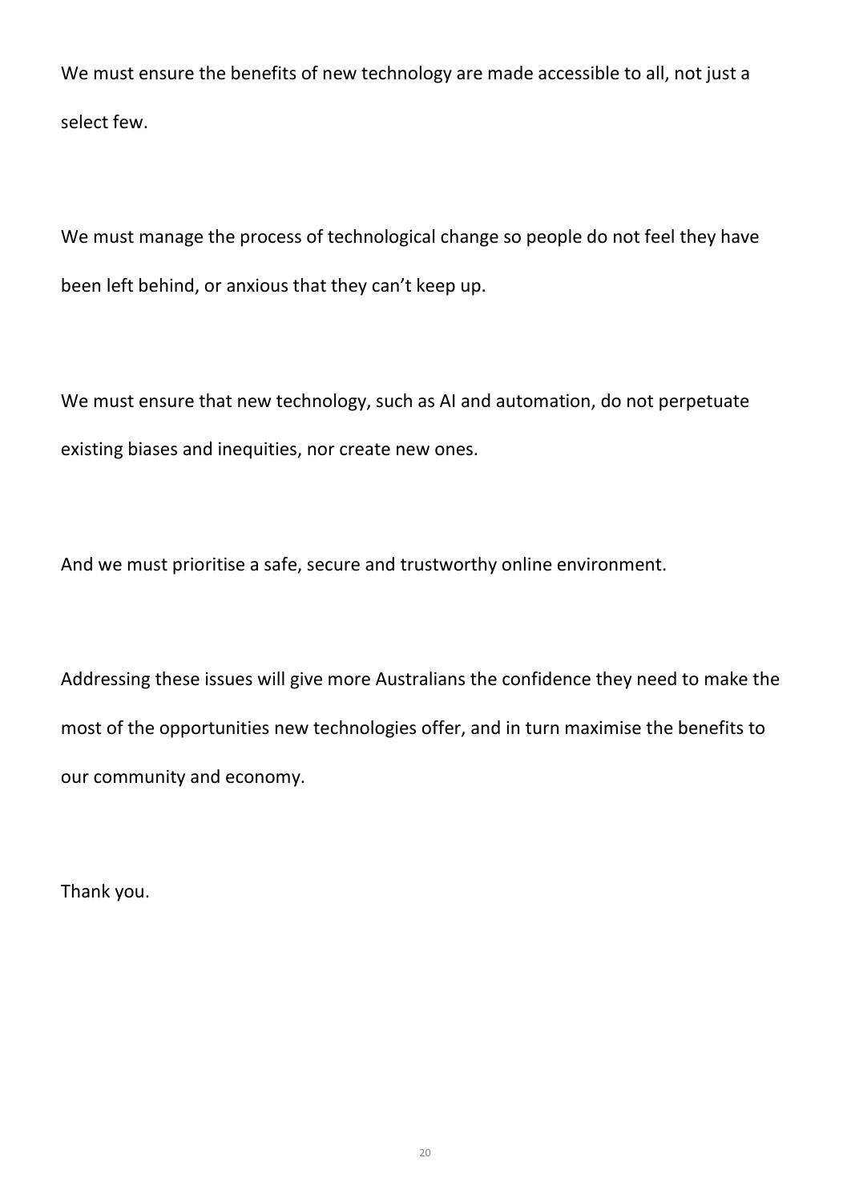We must ensure the benefits of new technology are made accessible to all, not just a select few.

We must manage the process of technological change so people do not feel they have been left behind, or anxious that they can't keep up.

We must ensure that new technology, such as AI and automation, do not perpetuate existing biases and inequities, nor create new ones.

And we must prioritise a safe, secure and trustworthy online environment.

Addressing these issues will give more Australians the confidence they need to make the most of the opportunities new technologies offer, and in turn maximise the benefits to our community and economy.

Thank you.